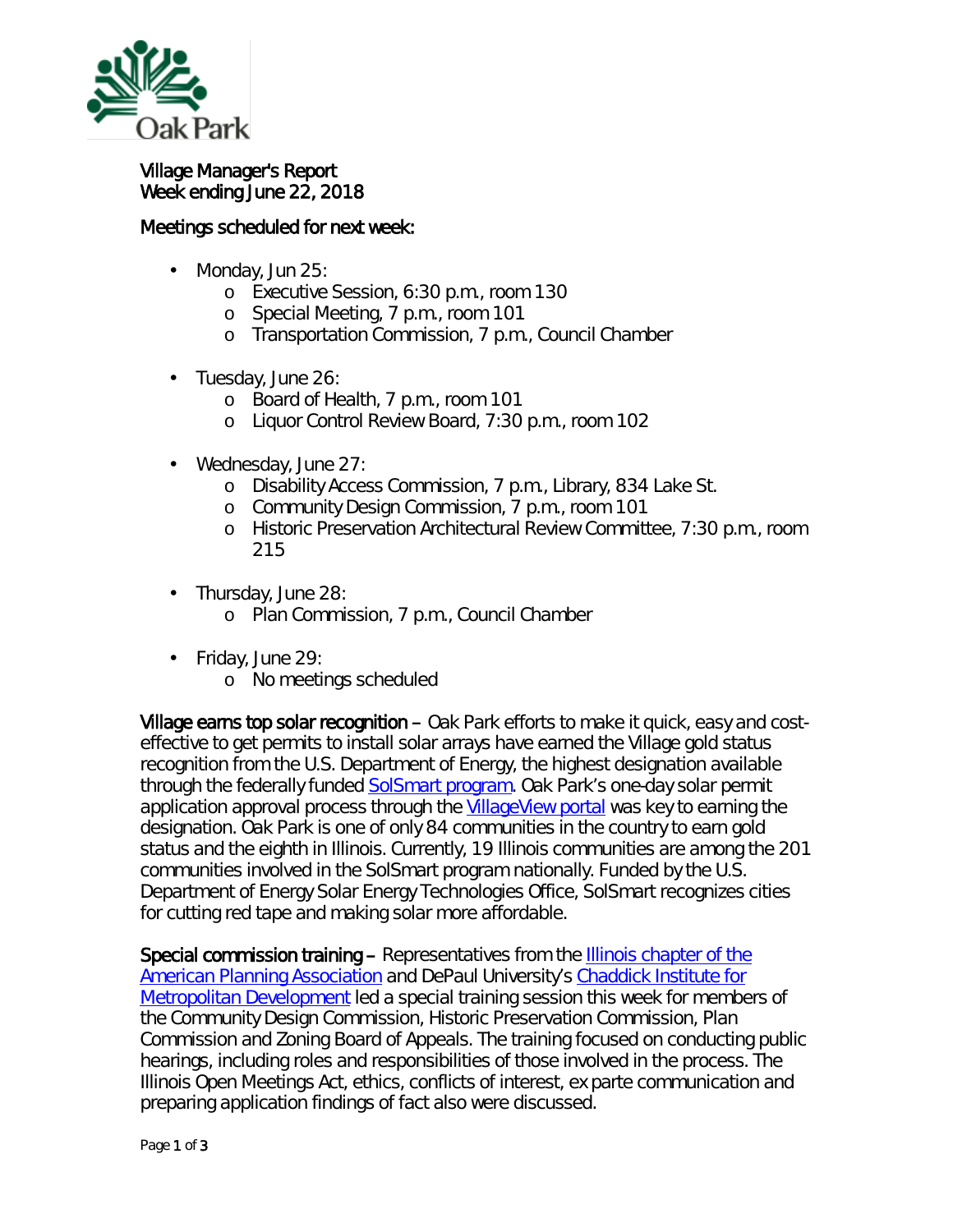Village Manager's Report
Week ending June 22, 2018

Meetings scheduled for next week:

- Monday, Jun 25:
  - Executive Session, 6:30 p.m., room 130
  - Special Meeting, 7 p.m., room 101
  - Transportation Commission, 7 p.m., Council Chamber
- Tuesday, June 26:
  - Board of Health, 7 p.m., room 101
  - Liquor Control Review Board, 7:30 p.m., room 102
- Wednesday, June 27:
  - Disability Access Commission, 7 p.m., Library, 834 Lake St.
  - Community Design Commission, 7 p.m., room 101
  - Historic Preservation Architectural Review Committee, 7:30 p.m., room 215
- Thursday, June 28:
  - Plan Commission, 7 p.m., Council Chamber
- Friday, June 29:
  - No meetings scheduled

**Village earns top solar recognition** – Oak Park efforts to make it quick, easy and cost-effective to get permits to install solar arrays have earned the Village gold status recognition from the U.S. Department of Energy, the highest designation available through the federally funded SolSmart program. Oak Park's one-day solar permit application approval process through the VillageView portal was key to earning the designation. Oak Park is one of only 84 communities in the country to earn gold status and the eighth in Illinois. Currently, 19 Illinois communities are among the 201 communities involved in the SolSmart program nationally. Funded by the U.S. Department of Energy Solar Energy Technologies Office, SolSmart recognizes cities for cutting red tape and making solar more affordable.

**Special commission training** – Representatives from the Illinois chapter of the American Planning Association and DePaul University's Chaddick Institute for Metropolitan Development led a special training session this week for members of the Community Design Commission, Historic Preservation Commission, Plan Commission and Zoning Board of Appeals. The training focused on conducting public hearings, including roles and responsibilities of those involved in the process. The Illinois Open Meetings Act, ethics, conflicts of interest, ex parte communication and preparing application findings of fact also were discussed.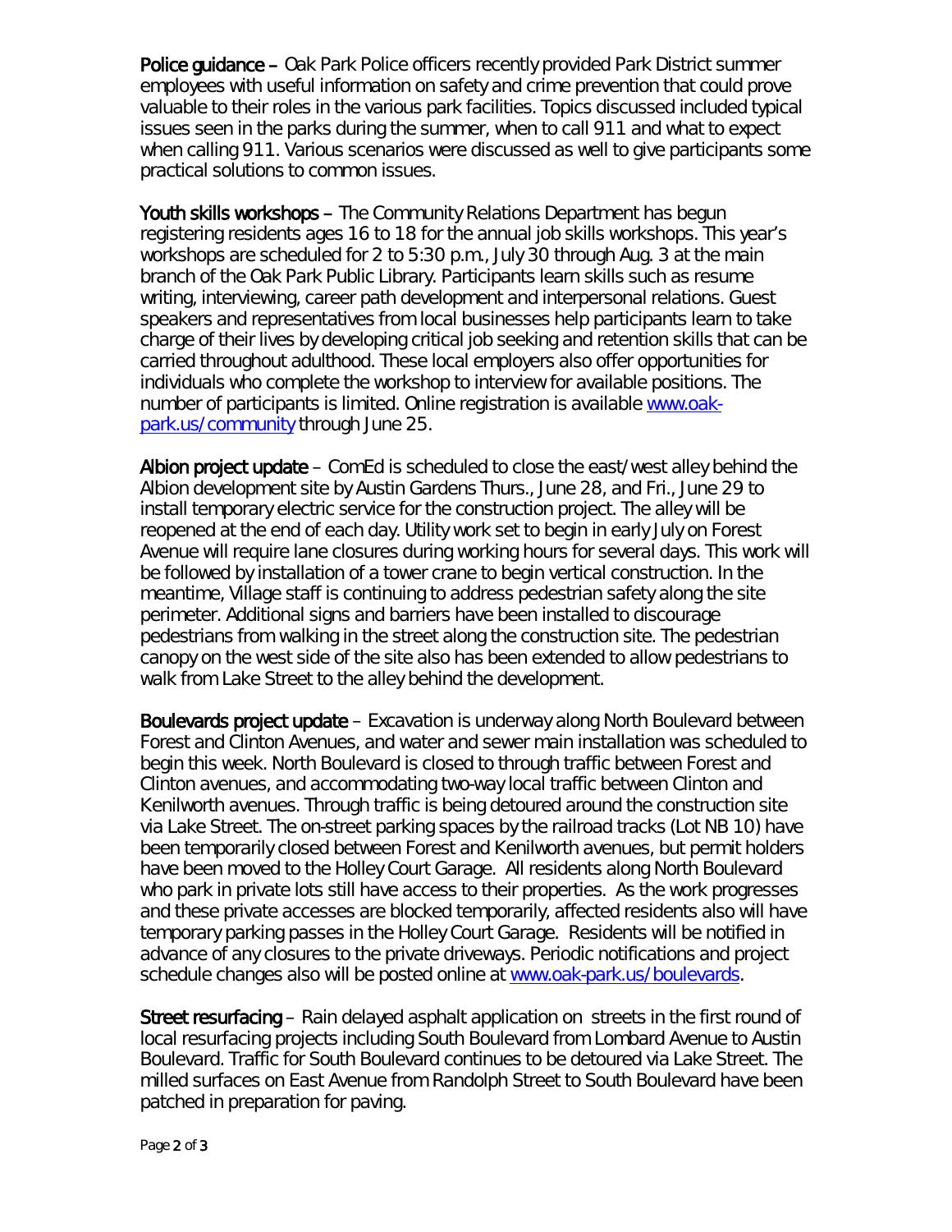**Police guidance –** Oak Park Police officers recently provided Park District summer employees with useful information on safety and crime prevention that could prove valuable to their roles in the various park facilities. Topics discussed included typical issues seen in the parks during the summer, when to call 911 and what to expect when calling 911. Various scenarios were discussed as well to give participants some practical solutions to common issues.

**Youth skills workshops –** The Community Relations Department has begun registering residents ages 16 to 18 for the annual job skills workshops. This year's workshops are scheduled for 2 to 5:30 p.m., July 30 through Aug. 3 at the main branch of the Oak Park Public Library. Participants learn skills such as resume writing, interviewing, career path development and interpersonal relations. Guest speakers and representatives from local businesses help participants learn to take charge of their lives by developing critical job seeking and retention skills that can be carried throughout adulthood. These local employers also offer opportunities for individuals who complete the workshop to interview for available positions. The number of participants is limited. Online registration is available [www.oak-park.us/community](http://www.oak-park.us/community) through June 25.

**Albion project update** – ComEd is scheduled to close the east/west alley behind the Albion development site by Austin Gardens Thurs., June 28, and Fri., June 29 to install temporary electric service for the construction project. The alley will be reopened at the end of each day. Utility work set to begin in early July on Forest Avenue will require lane closures during working hours for several days. This work will be followed by installation of a tower crane to begin vertical construction. In the meantime, Village staff is continuing to address pedestrian safety along the site perimeter. Additional signs and barriers have been installed to discourage pedestrians from walking in the street along the construction site. The pedestrian canopy on the west side of the site also has been extended to allow pedestrians to walk from Lake Street to the alley behind the development.

**Boulevards project update** – Excavation is underway along North Boulevard between Forest and Clinton Avenues, and water and sewer main installation was scheduled to begin this week. North Boulevard is closed to through traffic between Forest and Clinton avenues, and accommodating two-way local traffic between Clinton and Kenilworth avenues. Through traffic is being detoured around the construction site via Lake Street. The on-street parking spaces by the railroad tracks (Lot NB 10) have been temporarily closed between Forest and Kenilworth avenues, but permit holders have been moved to the Holley Court Garage. All residents along North Boulevard who park in private lots still have access to their properties. As the work progresses and these private accesses are blocked temporarily, affected residents also will have temporary parking passes in the Holley Court Garage. Residents will be notified in advance of any closures to the private driveways. Periodic notifications and project schedule changes also will be posted online at [www.oak-park.us/boulevards](http://www.oak-park.us/boulevards).

**Street resurfacing** – Rain delayed asphalt application on streets in the first round of local resurfacing projects including South Boulevard from Lombard Avenue to Austin Boulevard. Traffic for South Boulevard continues to be detoured via Lake Street. The milled surfaces on East Avenue from Randolph Street to South Boulevard have been patched in preparation for paving.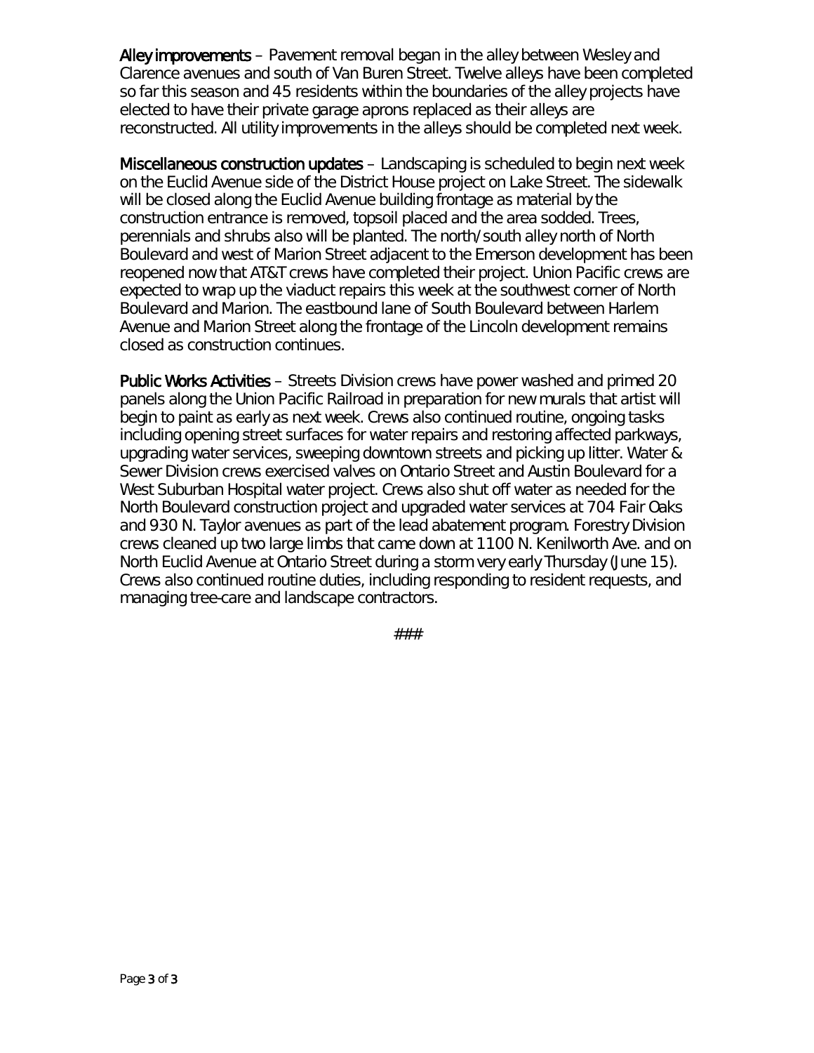**Alley improvements** – Pavement removal began in the alley between Wesley and Clarence avenues and south of Van Buren Street. Twelve alleys have been completed so far this season and 45 residents within the boundaries of the alley projects have elected to have their private garage aprons replaced as their alleys are reconstructed. All utility improvements in the alleys should be completed next week.

**Miscellaneous construction updates** – Landscaping is scheduled to begin next week on the Euclid Avenue side of the District House project on Lake Street. The sidewalk will be closed along the Euclid Avenue building frontage as material by the construction entrance is removed, topsoil placed and the area sodded. Trees, perennials and shrubs also will be planted. The north/south alley north of North Boulevard and west of Marion Street adjacent to the Emerson development has been reopened now that AT&T crews have completed their project. Union Pacific crews are expected to wrap up the viaduct repairs this week at the southwest corner of North Boulevard and Marion. The eastbound lane of South Boulevard between Harlem Avenue and Marion Street along the frontage of the Lincoln development remains closed as construction continues.

**Public Works Activities** – Streets Division crews have power washed and primed 20 panels along the Union Pacific Railroad in preparation for new murals that artist will begin to paint as early as next week. Crews also continued routine, ongoing tasks including opening street surfaces for water repairs and restoring affected parkways, upgrading water services, sweeping downtown streets and picking up litter. Water & Sewer Division crews exercised valves on Ontario Street and Austin Boulevard for a West Suburban Hospital water project. Crews also shut off water as needed for the North Boulevard construction project and upgraded water services at 704 Fair Oaks and 930 N. Taylor avenues as part of the lead abatement program. Forestry Division crews cleaned up two large limbs that came down at 1100 N. Kenilworth Ave. and on North Euclid Avenue at Ontario Street during a storm very early Thursday (June 15). Crews also continued routine duties, including responding to resident requests, and managing tree-care and landscape contractors.

###